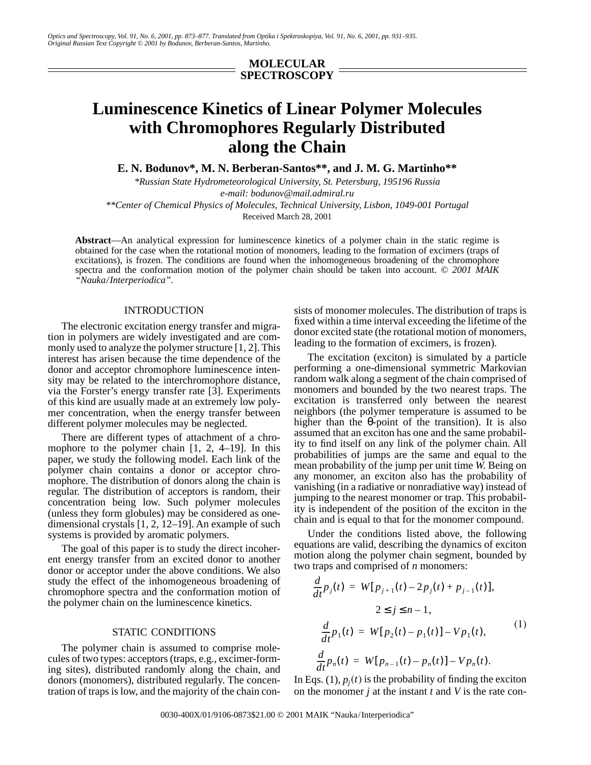MOLECULAR SPECTROSCOPY

# Luminescence Kinetics of Linear Polymer Molecules with Chromophores Regularly Distributed along the Chain

**E. N. Bodunov*, M. N. Berberan-Santos**, and J. M. G. Martinho****

*\*Russian State Hydrometeorological University, St. Petersburg, 195196 Russia*

*e-mail: bodunov@mail.admiral.ru*

*\*\*Center of Chemical Physics of Molecules, Technical University, Lisbon, 1049-001 Portugal*

Received March 28, 2001

**Abstract**—An analytical expression for luminescence kinetics of a polymer chain in the static regime is obtained for the case when the rotational motion of monomers, leading to the formation of excimers (traps of excitations), is frozen. The conditions are found when the inhomogeneous broadening of the chromophore spectra and the conformation motion of the polymer chain should be taken into account. *© 2001 MAIK "Nauka/Interperiodica".*

## INTRODUCTION

The electronic excitation energy transfer and migration in polymers are widely investigated and are commonly used to analyze the polymer structure [1, 2]. This interest has arisen because the time dependence of the donor and acceptor chromophore luminescence intensity may be related to the interchromophore distance, via the Forster's energy transfer rate [3]. Experiments of this kind are usually made at an extremely low polymer concentration, when the energy transfer between different polymer molecules may be neglected.

There are different types of attachment of a chromophore to the polymer chain [1, 2, 4–19]. In this paper, we study the following model. Each link of the polymer chain contains a donor or acceptor chromophore. The distribution of donors along the chain is regular. The distribution of acceptors is random, their concentration being low. Such polymer molecules (unless they form globules) may be considered as one-dimensional crystals [1, 2, 12–19]. An example of such systems is provided by aromatic polymers.

The goal of this paper is to study the direct incoherent energy transfer from an excited donor to another donor or acceptor under the above conditions. We also study the effect of the inhomogeneous broadening of chromophore spectra and the conformation motion of the polymer chain on the luminescence kinetics.

## STATIC CONDITIONS

The polymer chain is assumed to comprise molecules of two types: acceptors (traps, e.g., excimer-forming sites), distributed randomly along the chain, and donors (monomers), distributed regularly. The concentration of traps is low, and the majority of the chain consists of monomer molecules. The distribution of traps is fixed within a time interval exceeding the lifetime of the donor excited state (the rotational motion of monomers, leading to the formation of excimers, is frozen).

The excitation (exciton) is simulated by a particle performing a one-dimensional symmetric Markovian random walk along a segment of the chain comprised of monomers and bounded by the two nearest traps. The excitation is transferred only between the nearest neighbors (the polymer temperature is assumed to be higher than the θ-point of the transition). It is also assumed that an exciton has one and the same probability to find itself on any link of the polymer chain. All probabilities of jumps are the same and equal to the mean probability of the jump per unit time $W$. Being on any monomer, an exciton also has the probability of vanishing (in a radiative or nonradiative way) instead of jumping to the nearest monomer or trap. This probability is independent of the position of the exciton in the chain and is equal to that for the monomer compound.

Under the conditions listed above, the following equations are valid, describing the dynamics of exciton motion along the polymer chain segment, bounded by two traps and comprised of $n$ monomers:

$$\begin{aligned}
\frac{d}{dt}p_j(t) &= W[p_{j+1}(t) - 2p_j(t) + p_{j-1}(t)], \\
&\qquad 2 \le j \le n-1, \\
\frac{d}{dt}p_1(t) &= W[p_2(t) - p_1(t)] - Vp_1(t), \\
\frac{d}{dt}p_n(t) &= W[p_{n-1}(t) - p_n(t)] - Vp_n(t).
\end{aligned} \tag{1}$$

In Eqs. (1), $p_j(t)$ is the probability of finding the exciton on the monomer $j$ at the instant $t$ and $V$ is the rate con-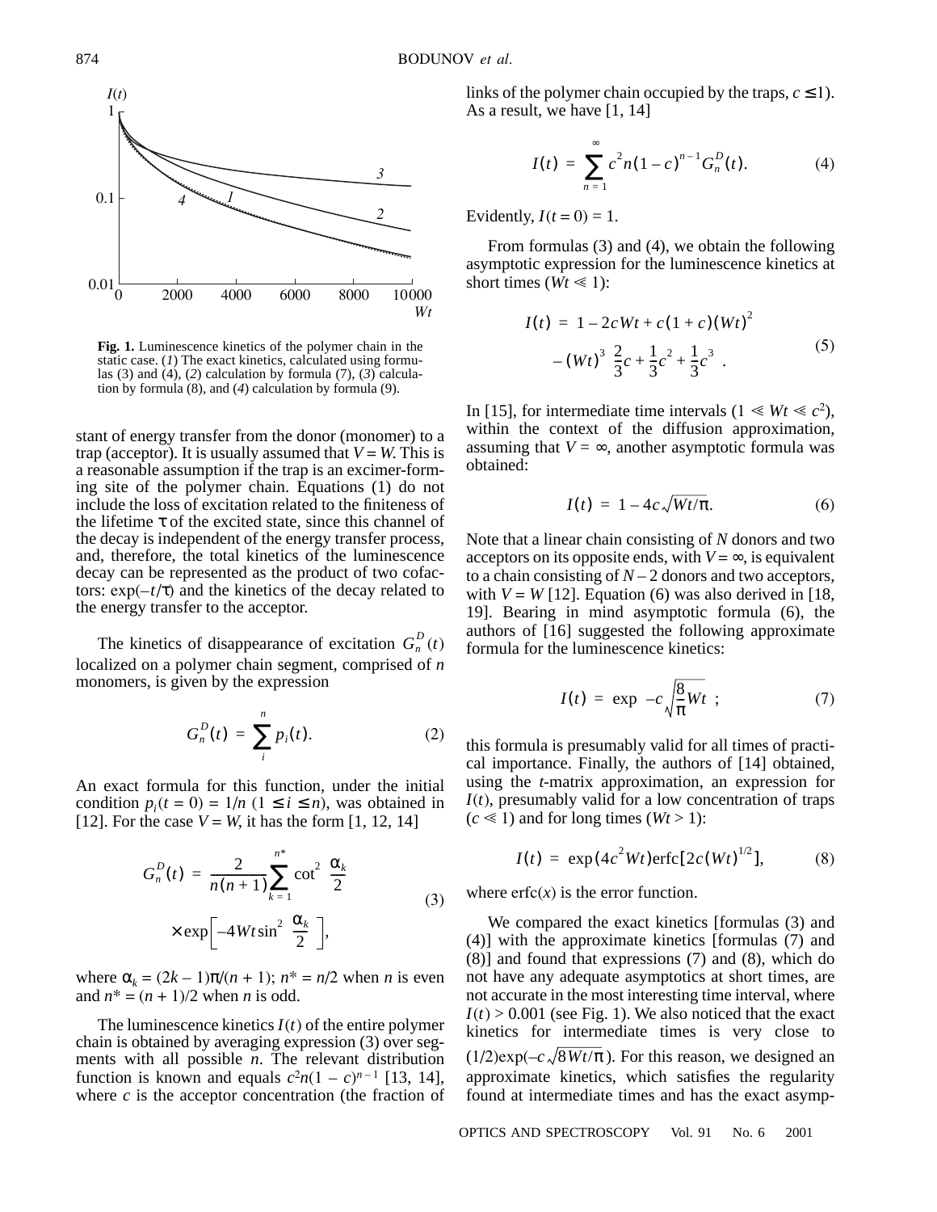**Fig. 1.** Luminescence kinetics of the polymer chain in the static case. (*1*) The exact kinetics, calculated using formulas (3) and (4), (*2*) calculation by formula (7), (*3*) calculation by formula (8), and (*4*) calculation by formula (9).

stant of energy transfer from the donor (monomer) to a trap (acceptor). It is usually assumed that $V = W$. This is a reasonable assumption if the trap is an excimer-forming site of the polymer chain. Equations (1) do not include the loss of excitation related to the finiteness of the lifetime $\tau$ of the excited state, since this channel of the decay is independent of the energy transfer process, and, therefore, the total kinetics of the luminescence decay can be represented as the product of two cofactors: $\exp(-t/\tau)$ and the kinetics of the decay related to the energy transfer to the acceptor.

The kinetics of disappearance of excitation $G_n^D(t)$ localized on a polymer chain segment, comprised of $n$ monomers, is given by the expression

$$G_n^D(t) = \sum_i^n p_i(t). \tag{2}$$

An exact formula for this function, under the initial condition $p_i(t = 0) = 1/n$ $(1 \le i \le n)$, was obtained in [12]. For the case $V = W$, it has the form [1, 12, 14]

$$G_n^D(t) = \frac{2}{n(n+1)} \sum_{k=1}^{n^*} \cot^2\left(\frac{\alpha_k}{2}\right) \times \exp\left[-4Wt\sin^2\left(\frac{\alpha_k}{2}\right)\right], \tag{3}$$

where $\alpha_k = (2k - 1)\pi/(n + 1)$; $n^* = n/2$ when $n$ is even and $n^* = (n + 1)/2$ when $n$ is odd.

The luminescence kinetics $I(t)$ of the entire polymer chain is obtained by averaging expression (3) over segments with all possible $n$. The relevant distribution function is known and equals $c^2n(1 - c)^{n-1}$ [13, 14], where $c$ is the acceptor concentration (the fraction of links of the polymer chain occupied by the traps, $c \le 1$). As a result, we have [1, 14]

$$I(t) = \sum_{n=1}^{\infty} c^2 n(1-c)^{n-1} G_n^D(t). \tag{4}$$

Evidently, $I(t = 0) = 1$.

From formulas (3) and (4), we obtain the following asymptotic expression for the luminescence kinetics at short times ($Wt \ll 1$):

$$I(t) = 1 - 2cWt + c(1+c)(Wt)^2 - (Wt)^3\left(\frac{2}{3}c + \frac{1}{3}c^2 + \frac{1}{3}c^3\right). \tag{5}$$

In [15], for intermediate time intervals ($1 \ll Wt \ll c^2$), within the context of the diffusion approximation, assuming that $V = \infty$, another asymptotic formula was obtained:

$$I(t) = 1 - 4c\sqrt{Wt/\pi}. \tag{6}$$

Note that a linear chain consisting of $N$ donors and two acceptors on its opposite ends, with $V = \infty$, is equivalent to a chain consisting of $N - 2$ donors and two acceptors, with $V = W$ [12]. Equation (6) was also derived in [18, 19]. Bearing in mind asymptotic formula (6), the authors of [16] suggested the following approximate formula for the luminescence kinetics:

$$I(t) = \exp\left(-c\sqrt{\frac{8}{\pi}Wt}\right); \tag{7}$$

this formula is presumably valid for all times of practical importance. Finally, the authors of [14] obtained, using the $t$-matrix approximation, an expression for $I(t)$, presumably valid for a low concentration of traps ($c \ll 1$) and for long times ($Wt > 1$):

$$I(t) = \exp(4c^2Wt)\operatorname{erfc}[2c(Wt)^{1/2}], \tag{8}$$

where erfc($x$) is the error function.

We compared the exact kinetics [formulas (3) and (4)] with the approximate kinetics [formulas (7) and (8)] and found that expressions (7) and (8), which do not have any adequate asymptotics at short times, are not accurate in the most interesting time interval, where $I(t) > 0.001$ (see Fig. 1). We also noticed that the exact kinetics for intermediate times is very close to $(1/2)\exp(-c\sqrt{8Wt/\pi})$. For this reason, we designed an approximate kinetics, which satisfies the regularity found at intermediate times and has the exact asymp-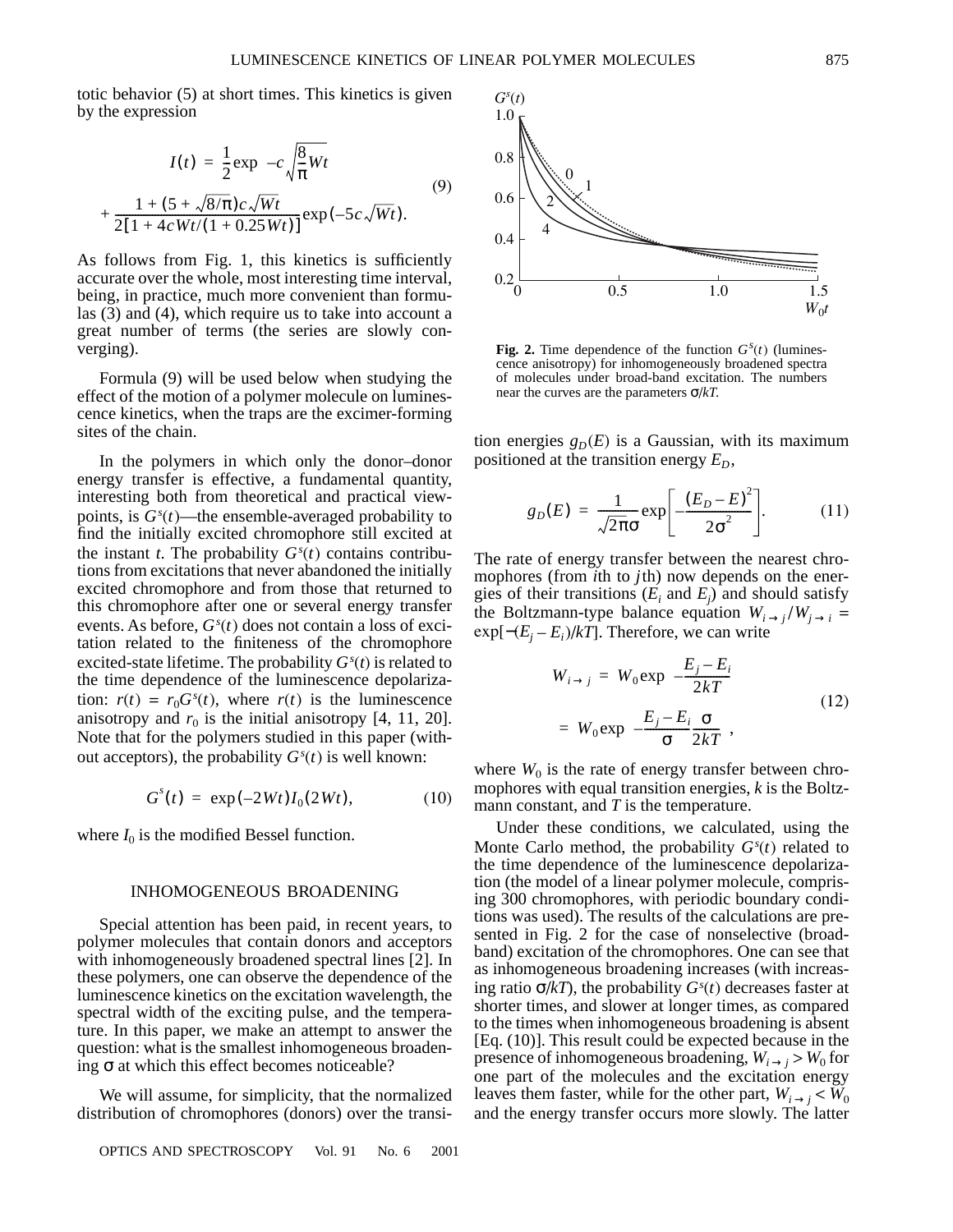totic behavior (5) at short times. This kinetics is given by the expression

$$I(t) = \frac{1}{2}\exp\left(-c\sqrt{\frac{8}{\pi}Wt}\right) + \frac{1 + (5 + \sqrt{8/\pi})c\sqrt{Wt}}{2[1 + 4cWt/(1 + 0.25Wt)]}\exp(-5c\sqrt{Wt}). \tag{9}$$

As follows from Fig. 1, this kinetics is sufficiently accurate over the whole, most interesting time interval, being, in practice, much more convenient than formulas (3) and (4), which require us to take into account a great number of terms (the series are slowly converging).

Formula (9) will be used below when studying the effect of the motion of a polymer molecule on luminescence kinetics, when the traps are the excimer-forming sites of the chain.

In the polymers in which only the donor–donor energy transfer is effective, a fundamental quantity, interesting both from theoretical and practical viewpoints, is $G^s(t)$—the ensemble-averaged probability to find the initially excited chromophore still excited at the instant $t$. The probability $G^s(t)$ contains contributions from excitations that never abandoned the initially excited chromophore and from those that returned to this chromophore after one or several energy transfer events. As before, $G^s(t)$ does not contain a loss of excitation related to the finiteness of the chromophore excited-state lifetime. The probability $G^s(t)$ is related to the time dependence of the luminescence depolarization: $r(t) = r_0G^s(t)$, where $r(t)$ is the luminescence anisotropy and $r_0$ is the initial anisotropy [4, 11, 20]. Note that for the polymers studied in this paper (without acceptors), the probability $G^s(t)$ is well known:

$$G^s(t) = \exp(-2Wt)I_0(2Wt), \tag{10}$$

where $I_0$ is the modified Bessel function.

## INHOMOGENEOUS BROADENING

Special attention has been paid, in recent years, to polymer molecules that contain donors and acceptors with inhomogeneously broadened spectral lines [2]. In these polymers, one can observe the dependence of the luminescence kinetics on the excitation wavelength, the spectral width of the exciting pulse, and the temperature. In this paper, we make an attempt to answer the question: what is the smallest inhomogeneous broadening $\sigma$ at which this effect becomes noticeable?

We will assume, for simplicity, that the normalized distribution of chromophores (donors) over the transition energies $g_D(E)$ is a Gaussian, with its maximum positioned at the transition energy $E_D$,

**Fig. 2.** Time dependence of the function $G^s(t)$ (luminescence anisotropy) for inhomogeneously broadened spectra of molecules under broad-band excitation. The numbers near the curves are the parameters $\sigma/kT$.

$$g_D(E) = \frac{1}{\sqrt{2\pi}\sigma}\exp\left[-\frac{(E_D - E)^2}{2\sigma^2}\right]. \tag{11}$$

The rate of energy transfer between the nearest chromophores (from $i$th to $j$th) now depends on the energies of their transitions ($E_i$ and $E_j$) and should satisfy the Boltzmann-type balance equation $W_{i\to j}/W_{j\to i} = \exp[-(E_j - E_i)/kT]$. Therefore, we can write

$$W_{i\to j} = W_0\exp\left(-\frac{E_j - E_i}{2kT}\right) = W_0\exp\left(-\frac{E_j - E_i}{\sigma}\frac{\sigma}{2kT}\right), \tag{12}$$

where $W_0$ is the rate of energy transfer between chromophores with equal transition energies, $k$ is the Boltzmann constant, and $T$ is the temperature.

Under these conditions, we calculated, using the Monte Carlo method, the probability $G^s(t)$ related to the time dependence of the luminescence depolarization (the model of a linear polymer molecule, comprising 300 chromophores, with periodic boundary conditions was used). The results of the calculations are presented in Fig. 2 for the case of nonselective (broadband) excitation of the chromophores. One can see that as inhomogeneous broadening increases (with increasing ratio $\sigma/kT$), the probability $G^s(t)$ decreases faster at shorter times, and slower at longer times, as compared to the times when inhomogeneous broadening is absent [Eq. (10)]. This result could be expected because in the presence of inhomogeneous broadening, $W_{i\to j} > W_0$ for one part of the molecules and the excitation energy leaves them faster, while for the other part, $W_{i\to j} < W_0$ and the energy transfer occurs more slowly. The latter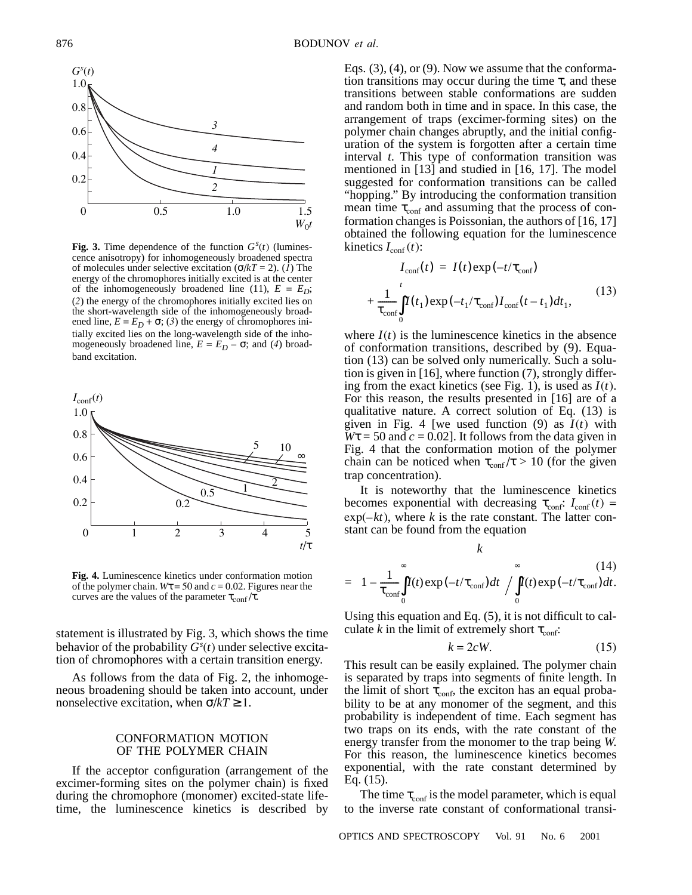Fig. 3. Time dependence of the function $G^s(t)$ (luminescence anisotropy) for inhomogeneously broadened spectra of molecules under selective excitation ($\sigma/kT = 2$). (*1*) The energy of the chromophores initially excited is at the center of the inhomogeneously broadened line (11), $E = E_D$; (*2*) the energy of the chromophores initially excited lies on the short-wavelength side of the inhomogeneously broadened line, $E = E_D + \sigma$; (*3*) the energy of chromophores initially excited lies on the long-wavelength side of the inhomogeneously broadened line, $E = E_D - \sigma$; and (*4*) broadband excitation.

Fig. 4. Luminescence kinetics under conformation motion of the polymer chain. $W\tau = 50$ and $c = 0.02$. Figures near the curves are the values of the parameter $\tau_{\rm conf}/\tau$.

statement is illustrated by Fig. 3, which shows the time behavior of the probability $G^s(t)$ under selective excitation of chromophores with a certain transition energy.

As follows from the data of Fig. 2, the inhomogeneous broadening should be taken into account, under nonselective excitation, when $\sigma/kT \geq 1$.

## CONFORMATION MOTION OF THE POLYMER CHAIN

If the acceptor configuration (arrangement of the excimer-forming sites on the polymer chain) is fixed during the chromophore (monomer) excited-state lifetime, the luminescence kinetics is described by Eqs. (3), (4), or (9). Now we assume that the conformation transitions may occur during the time $\tau$, and these transitions between stable conformations are sudden and random both in time and in space. In this case, the arrangement of traps (excimer-forming sites) on the polymer chain changes abruptly, and the initial configuration of the system is forgotten after a certain time interval $t$. This type of conformation transition was mentioned in [13] and studied in [16, 17]. The model suggested for conformation transitions can be called "hopping." By introducing the conformation transition mean time $\tau_{\rm conf}$ and assuming that the process of conformation changes is Poissonian, the authors of [16, 17] obtained the following equation for the luminescence kinetics $I_{\rm conf}(t)$:

$$I_{\rm conf}(t) = I(t)\exp(-t/\tau_{\rm conf}) + \frac{1}{\tau_{\rm conf}}\int_0^t I(t_1)\exp(-t_1/\tau_{\rm conf})I_{\rm conf}(t-t_1)dt_1, \tag{13}$$

where $I(t)$ is the luminescence kinetics in the absence of conformation transitions, described by (9). Equation (13) can be solved only numerically. Such a solution is given in [16], where function (7), strongly differing from the exact kinetics (see Fig. 1), is used as $I(t)$. For this reason, the results presented in [16] are of a qualitative nature. A correct solution of Eq. (13) is given in Fig. 4 [we used function (9) as $I(t)$ with $W\tau = 50$ and $c = 0.02$]. It follows from the data given in Fig. 4 that the conformation motion of the polymer chain can be noticed when $\tau_{\rm conf}/\tau > 10$ (for the given trap concentration).

It is noteworthy that the luminescence kinetics becomes exponential with decreasing $\tau_{\rm conf}$: $I_{\rm conf}(t) = \exp(-kt)$, where $k$ is the rate constant. The latter constant can be found from the equation

$$k = 1 - \frac{1}{\tau_{\rm conf}}\int_0^\infty I(t)\exp(-t/\tau_{\rm conf})dt \Bigg/ \int_0^\infty I(t)\exp(-t/\tau_{\rm conf})dt. \tag{14}$$

Using this equation and Eq. (5), it is not difficult to calculate $k$ in the limit of extremely short $\tau_{\rm conf}$:

$$k = 2cW. \tag{15}$$

This result can be easily explained. The polymer chain is separated by traps into segments of finite length. In the limit of short $\tau_{\rm conf}$, the exciton has an equal probability to be at any monomer of the segment, and this probability is independent of time. Each segment has two traps on its ends, with the rate constant of the energy transfer from the monomer to the trap being $W$. For this reason, the luminescence kinetics becomes exponential, with the rate constant determined by Eq. (15).

The time $\tau_{\rm conf}$ is the model parameter, which is equal to the inverse rate constant of conformational transi-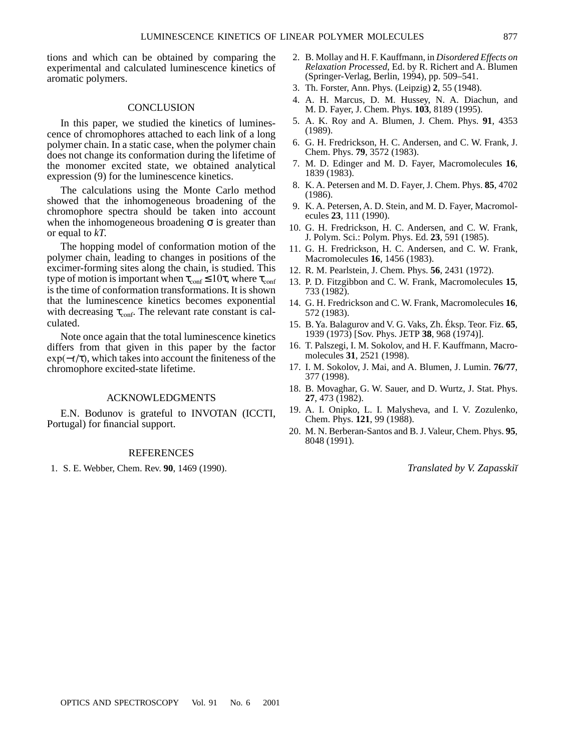tions and which can be obtained by comparing the experimental and calculated luminescence kinetics of aromatic polymers.

## CONCLUSION

In this paper, we studied the kinetics of luminescence of chromophores attached to each link of a long polymer chain. In a static case, when the polymer chain does not change its conformation during the lifetime of the monomer excited state, we obtained analytical expression (9) for the luminescence kinetics.

The calculations using the Monte Carlo method showed that the inhomogeneous broadening of the chromophore spectra should be taken into account when the inhomogeneous broadening $\sigma$ is greater than or equal to $kT$.

The hopping model of conformation motion of the polymer chain, leading to changes in positions of the excimer-forming sites along the chain, is studied. This type of motion is important when $\tau_{conf} \leq 10\tau$, where $\tau_{conf}$ is the time of conformation transformations. It is shown that the luminescence kinetics becomes exponential with decreasing $\tau_{conf}$. The relevant rate constant is calculated.

Note once again that the total luminescence kinetics differs from that given in this paper by the factor $\exp(-t/\tau)$, which takes into account the finiteness of the chromophore excited-state lifetime.

## ACKNOWLEDGMENTS

E.N. Bodunov is grateful to INVOTAN (ICCTI, Portugal) for financial support.

## REFERENCES

1. S. E. Webber, Chem. Rev. **90**, 1469 (1990).
2. B. Mollay and H. F. Kauffmann, in *Disordered Effects on Relaxation Processed*, Ed. by R. Richert and A. Blumen (Springer-Verlag, Berlin, 1994), pp. 509–541.
3. Th. Forster, Ann. Phys. (Leipzig) **2**, 55 (1948).
4. A. H. Marcus, D. M. Hussey, N. A. Diachun, and M. D. Fayer, J. Chem. Phys. **103**, 8189 (1995).
5. A. K. Roy and A. Blumen, J. Chem. Phys. **91**, 4353 (1989).
6. G. H. Fredrickson, H. C. Andersen, and C. W. Frank, J. Chem. Phys. **79**, 3572 (1983).
7. M. D. Edinger and M. D. Fayer, Macromolecules **16**, 1839 (1983).
8. K. A. Petersen and M. D. Fayer, J. Chem. Phys. **85**, 4702 (1986).
9. K. A. Petersen, A. D. Stein, and M. D. Fayer, Macromolecules **23**, 111 (1990).
10. G. H. Fredrickson, H. C. Andersen, and C. W. Frank, J. Polym. Sci.: Polym. Phys. Ed. **23**, 591 (1985).
11. G. H. Fredrickson, H. C. Andersen, and C. W. Frank, Macromolecules **16**, 1456 (1983).
12. R. M. Pearlstein, J. Chem. Phys. **56**, 2431 (1972).
13. P. D. Fitzgibbon and C. W. Frank, Macromolecules **15**, 733 (1982).
14. G. H. Fredrickson and C. W. Frank, Macromolecules **16**, 572 (1983).
15. B. Ya. Balagurov and V. G. Vaks, Zh. Éksp. Teor. Fiz. **65**, 1939 (1973) [Sov. Phys. JETP **38**, 968 (1974)].
16. T. Palszegi, I. M. Sokolov, and H. F. Kauffmann, Macromolecules **31**, 2521 (1998).
17. I. M. Sokolov, J. Mai, and A. Blumen, J. Lumin. **76/77**, 377 (1998).
18. B. Movaghar, G. W. Sauer, and D. Wurtz, J. Stat. Phys. **27**, 473 (1982).
19. A. I. Onipko, L. I. Malysheva, and I. V. Zozulenko, Chem. Phys. **121**, 99 (1988).
20. M. N. Berberan-Santos and B. J. Valeur, Chem. Phys. **95**, 8048 (1991).

*Translated by V. Zapasskiĭ*